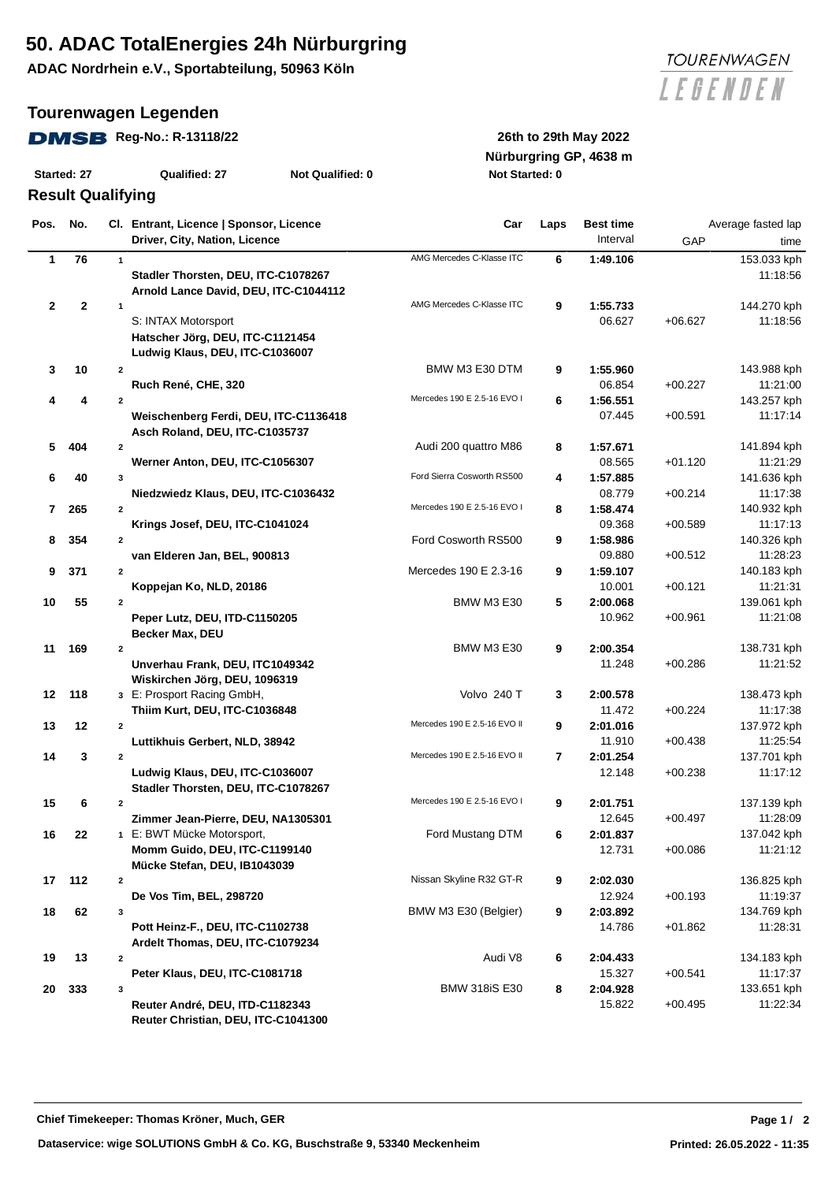# 50. ADAC TotalEnergies 24h Nürburgring

**ADAC Nordrhein e.V., Sportabteilung, 50963 Köln**

TOURENWAGEN LEGENDEN

## Tourenwagen Legenden

**DMSB Reg-No.: R-13118/22**

**26th to 29th May 2022**

**Nürburgring GP, 4638 m**

**Started: 27** **Qualified: 27** **Not Qualified: 0** **Not Started: 0**

### Result Qualifying

| Pos. | No. | Cl. | Entrant, Licence \| Sponsor, Licence / Driver, City, Nation, Licence | Car | Laps | Best time / Interval | GAP | Average fasted lap / time |
|---|---|---|---|---|---|---|---|---|
| 1 | 76 | 1 | **Stadler Thorsten, DEU, ITC-C1078267**<br>**Arnold Lance David, DEU, ITC-C1044112** | AMG Mercedes C-Klasse ITC | 6 | **1:49.106** | | 153.033 kph<br>11:18:56 |
| 2 | 2 | 1 | S: INTAX Motorsport<br>**Hatscher Jörg, DEU, ITC-C1121454**<br>**Ludwig Klaus, DEU, ITC-C1036007** | AMG Mercedes C-Klasse ITC | 9 | **1:55.733**<br>06.627 | +06.627 | 144.270 kph<br>11:18:56 |
| 3 | 10 | 2 | **Ruch René, CHE, 320** | BMW M3 E30 DTM | 9 | **1:55.960**<br>06.854 | +00.227 | 143.988 kph<br>11:21:00 |
| 4 | 4 | 2 | **Weischenberg Ferdi, DEU, ITC-C1136418**<br>**Asch Roland, DEU, ITC-C1035737** | Mercedes 190 E 2.5-16 EVO I | 6 | **1:56.551**<br>07.445 | +00.591 | 143.257 kph<br>11:17:14 |
| 5 | 404 | 2 | **Werner Anton, DEU, ITC-C1056307** | Audi 200 quattro M86 | 8 | **1:57.671**<br>08.565 | +01.120 | 141.894 kph<br>11:21:29 |
| 6 | 40 | 3 | **Niedzwiedz Klaus, DEU, ITC-C1036432** | Ford Sierra Cosworth RS500 | 4 | **1:57.885**<br>08.779 | +00.214 | 141.636 kph<br>11:17:38 |
| 7 | 265 | 2 | **Krings Josef, DEU, ITC-C1041024** | Mercedes 190 E 2.5-16 EVO I | 8 | **1:58.474**<br>09.368 | +00.589 | 140.932 kph<br>11:17:13 |
| 8 | 354 | 2 | **van Elderen Jan, BEL, 900813** | Ford Cosworth RS500 | 9 | **1:58.986**<br>09.880 | +00.512 | 140.326 kph<br>11:28:23 |
| 9 | 371 | 2 | **Koppejan Ko, NLD, 20186** | Mercedes 190 E 2.3-16 | 9 | **1:59.107**<br>10.001 | +00.121 | 140.183 kph<br>11:21:31 |
| 10 | 55 | 2 | **Peper Lutz, DEU, ITD-C1150205**<br>**Becker Max, DEU** | BMW M3 E30 | 5 | **2:00.068**<br>10.962 | +00.961 | 139.061 kph<br>11:21:08 |
| 11 | 169 | 2 | **Unverhau Frank, DEU, ITC1049342**<br>**Wiskirchen Jörg, DEU, 1096319** | BMW M3 E30 | 9 | **2:00.354**<br>11.248 | +00.286 | 138.731 kph<br>11:21:52 |
| 12 | 118 | 3 | E: Prosport Racing GmbH,<br>**Thiim Kurt, DEU, ITC-C1036848** | Volvo 240 T | 3 | **2:00.578**<br>11.472 | +00.224 | 138.473 kph<br>11:17:38 |
| 13 | 12 | 2 | **Luttikhuis Gerbert, NLD, 38942** | Mercedes 190 E 2.5-16 EVO II | 9 | **2:01.016**<br>11.910 | +00.438 | 137.972 kph<br>11:25:54 |
| 14 | 3 | 2 | **Ludwig Klaus, DEU, ITC-C1036007**<br>**Stadler Thorsten, DEU, ITC-C1078267** | Mercedes 190 E 2.5-16 EVO II | 7 | **2:01.254**<br>12.148 | +00.238 | 137.701 kph<br>11:17:12 |
| 15 | 6 | 2 | **Zimmer Jean-Pierre, DEU, NA1305301** | Mercedes 190 E 2.5-16 EVO I | 9 | **2:01.751**<br>12.645 | +00.497 | 137.139 kph<br>11:28:09 |
| 16 | 22 | 1 | E: BWT Mücke Motorsport,<br>**Momm Guido, DEU, ITC-C1199140**<br>**Mücke Stefan, DEU, IB1043039** | Ford Mustang DTM | 6 | **2:01.837**<br>12.731 | +00.086 | 137.042 kph<br>11:21:12 |
| 17 | 112 | 2 | **De Vos Tim, BEL, 298720** | Nissan Skyline R32 GT-R | 9 | **2:02.030**<br>12.924 | +00.193 | 136.825 kph<br>11:19:37 |
| 18 | 62 | 3 | **Pott Heinz-F., DEU, ITC-C1102738**<br>**Ardelt Thomas, DEU, ITC-C1079234** | BMW M3 E30 (Belgier) | 9 | **2:03.892**<br>14.786 | +01.862 | 134.769 kph<br>11:28:31 |
| 19 | 13 | 2 | **Peter Klaus, DEU, ITC-C1081718** | Audi V8 | 6 | **2:04.433**<br>15.327 | +00.541 | 134.183 kph<br>11:17:37 |
| 20 | 333 | 3 | **Reuter André, DEU, ITD-C1182343**<br>**Reuter Christian, DEU, ITC-C1041300** | BMW 318iS E30 | 8 | **2:04.928**<br>15.822 | +00.495 | 133.651 kph<br>11:22:34 |

**Chief Timekeeper: Thomas Kröner, Much, GER**

**Dataservice: wige SOLUTIONS GmbH & Co. KG, Buschstraße 9, 53340 Meckenheim**

**Printed: 26.05.2022 - 11:35**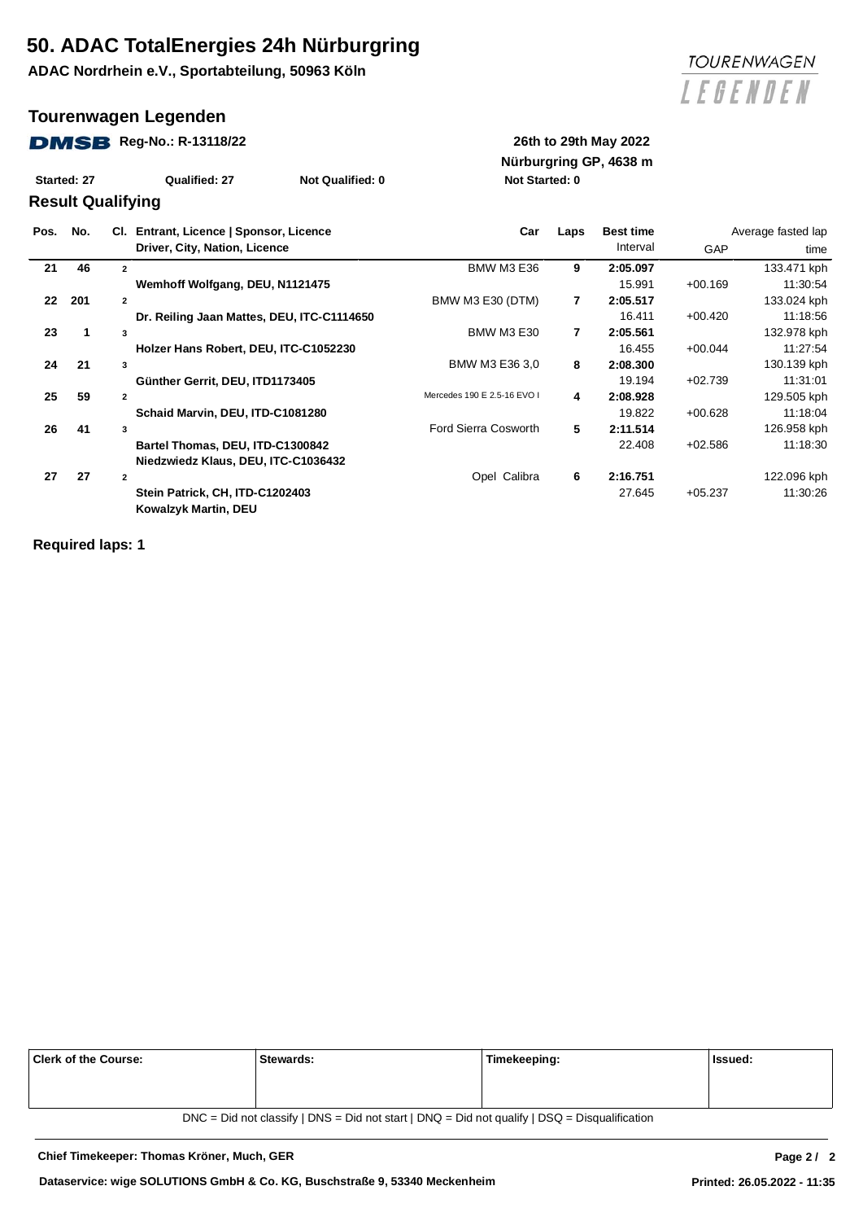# 50. ADAC TotalEnergies 24h Nürburgring

**ADAC Nordrhein e.V., Sportabteilung, 50963 Köln**

TOURENWAGEN LEGENDEN

## Tourenwagen Legenden

**DMSB Reg-No.: R-13118/22**

**26th to 29th May 2022**

**Nürburgring GP, 4638 m**

**Started: 27** **Qualified: 27** **Not Qualified: 0** **Not Started: 0**

### Result Qualifying

| Pos. | No. | Cl. | Entrant, Licence \| Sponsor, Licence / Driver, City, Nation, Licence | Car | Laps | Best time / Interval | GAP | Average fasted lap / time |
|---|---|---|---|---|---|---|---|---|
| 21 | 46 | 2 | | BMW M3 E36 | 9 | **2:05.097** | | 133.471 kph |
| | | | **Wemhoff Wolfgang, DEU, N1121475** | | | 15.991 | +00.169 | 11:30:54 |
| 22 | 201 | 2 | | BMW M3 E30 (DTM) | 7 | **2:05.517** | | 133.024 kph |
| | | | **Dr. Reiling Jaan Mattes, DEU, ITC-C1114650** | | | 16.411 | +00.420 | 11:18:56 |
| 23 | 1 | 3 | | BMW M3 E30 | 7 | **2:05.561** | | 132.978 kph |
| | | | **Holzer Hans Robert, DEU, ITC-C1052230** | | | 16.455 | +00.044 | 11:27:54 |
| 24 | 21 | 3 | | BMW M3 E36 3,0 | 8 | **2:08.300** | | 130.139 kph |
| | | | **Günther Gerrit, DEU, ITD1173405** | | | 19.194 | +02.739 | 11:31:01 |
| 25 | 59 | 2 | | Mercedes 190 E 2.5-16 EVO I | 4 | **2:08.928** | | 129.505 kph |
| | | | **Schaid Marvin, DEU, ITD-C1081280** | | | 19.822 | +00.628 | 11:18:04 |
| 26 | 41 | 3 | | Ford Sierra Cosworth | 5 | **2:11.514** | | 126.958 kph |
| | | | **Bartel Thomas, DEU, ITD-C1300842** | | | 22.408 | +02.586 | 11:18:30 |
| | | | **Niedzwiedz Klaus, DEU, ITC-C1036432** | | | | | |
| 27 | 27 | 2 | | Opel Calibra | 6 | **2:16.751** | | 122.096 kph |
| | | | **Stein Patrick, CH, ITD-C1202403** | | | 27.645 | +05.237 | 11:30:26 |
| | | | **Kowalzyk Martin, DEU** | | | | | |

**Required laps: 1**

| Clerk of the Course: | Stewards: | Timekeeping: | Issued: |
|---|---|---|---|
| | | | |

DNC = Did not classify | DNS = Did not start | DNQ = Did not qualify | DSQ = Disqualification

**Chief Timekeeper: Thomas Kröner, Much, GER**

**Dataservice: wige SOLUTIONS GmbH & Co. KG, Buschstraße 9, 53340 Meckenheim**

**Printed: 26.05.2022 - 11:35**